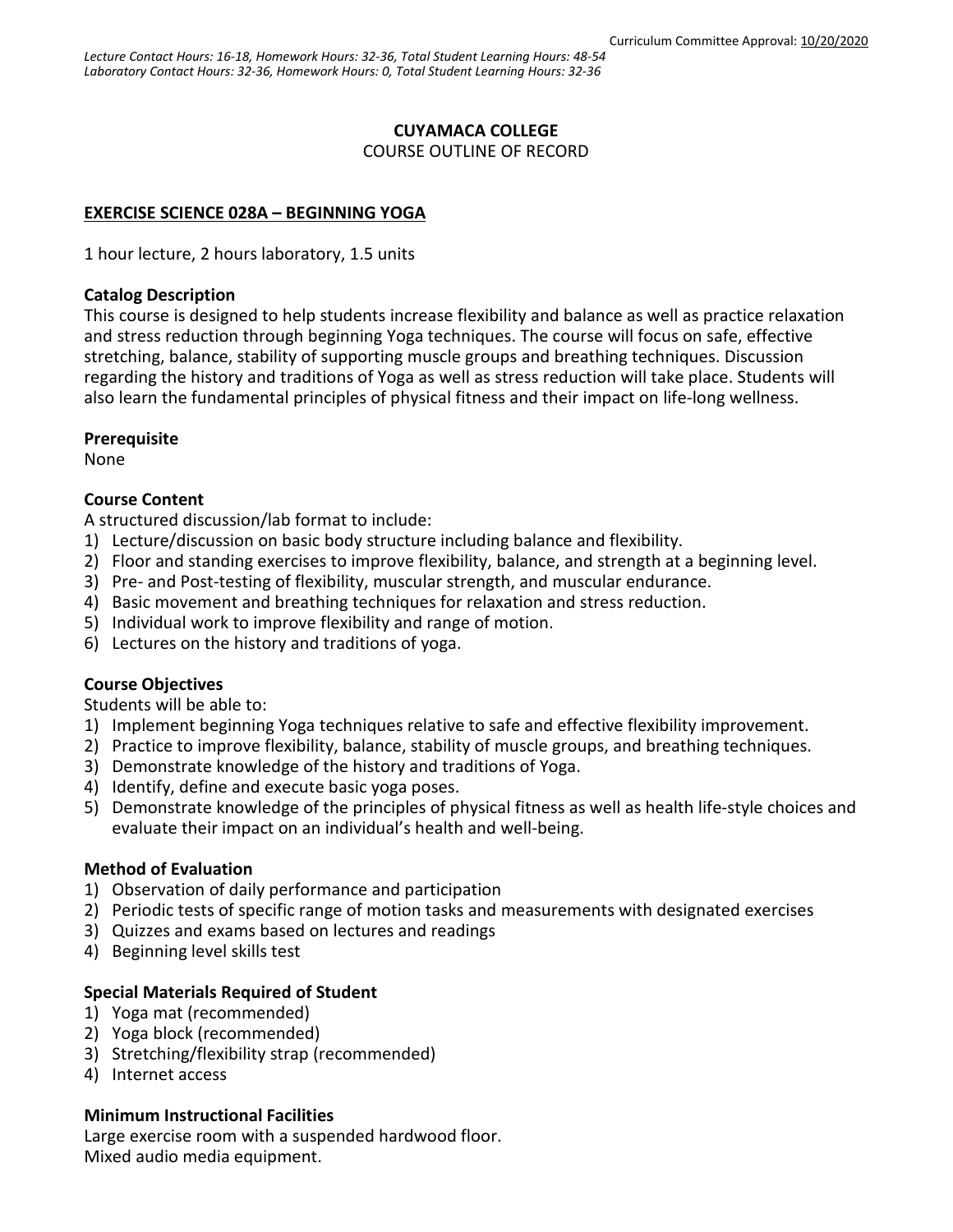Curriculum Committee Approval: 10/20/2020

*Lecture Contact Hours: 16-18, Homework Hours: 32-36, Total Student Learning Hours: 48-54*
*Laboratory Contact Hours: 32-36, Homework Hours: 0, Total Student Learning Hours: 32-36*

**CUYAMACA COLLEGE**
COURSE OUTLINE OF RECORD

# EXERCISE SCIENCE 028A – BEGINNING YOGA

1 hour lecture, 2 hours laboratory, 1.5 units

## Catalog Description

This course is designed to help students increase flexibility and balance as well as practice relaxation and stress reduction through beginning Yoga techniques. The course will focus on safe, effective stretching, balance, stability of supporting muscle groups and breathing techniques. Discussion regarding the history and traditions of Yoga as well as stress reduction will take place. Students will also learn the fundamental principles of physical fitness and their impact on life-long wellness.

## Prerequisite

None

## Course Content

A structured discussion/lab format to include:

1) Lecture/discussion on basic body structure including balance and flexibility.
2) Floor and standing exercises to improve flexibility, balance, and strength at a beginning level.
3) Pre- and Post-testing of flexibility, muscular strength, and muscular endurance.
4) Basic movement and breathing techniques for relaxation and stress reduction.
5) Individual work to improve flexibility and range of motion.
6) Lectures on the history and traditions of yoga.

## Course Objectives

Students will be able to:

1) Implement beginning Yoga techniques relative to safe and effective flexibility improvement.
2) Practice to improve flexibility, balance, stability of muscle groups, and breathing techniques.
3) Demonstrate knowledge of the history and traditions of Yoga.
4) Identify, define and execute basic yoga poses.
5) Demonstrate knowledge of the principles of physical fitness as well as health life-style choices and evaluate their impact on an individual's health and well-being.

## Method of Evaluation

1) Observation of daily performance and participation
2) Periodic tests of specific range of motion tasks and measurements with designated exercises
3) Quizzes and exams based on lectures and readings
4) Beginning level skills test

## Special Materials Required of Student

1) Yoga mat (recommended)
2) Yoga block (recommended)
3) Stretching/flexibility strap (recommended)
4) Internet access

## Minimum Instructional Facilities

Large exercise room with a suspended hardwood floor.
Mixed audio media equipment.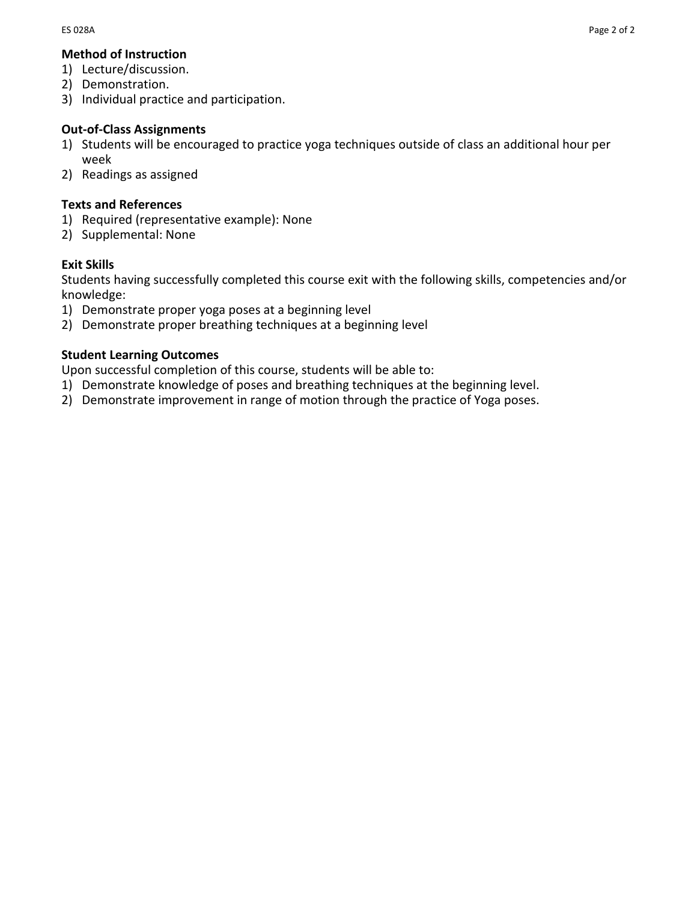**Method of Instruction**

1) Lecture/discussion.
2) Demonstration.
3) Individual practice and participation.

**Out-of-Class Assignments**

1) Students will be encouraged to practice yoga techniques outside of class an additional hour per week
2) Readings as assigned

**Texts and References**

1) Required (representative example): None
2) Supplemental: None

**Exit Skills**

Students having successfully completed this course exit with the following skills, competencies and/or knowledge:

1) Demonstrate proper yoga poses at a beginning level
2) Demonstrate proper breathing techniques at a beginning level

**Student Learning Outcomes**

Upon successful completion of this course, students will be able to:

1) Demonstrate knowledge of poses and breathing techniques at the beginning level.
2) Demonstrate improvement in range of motion through the practice of Yoga poses.